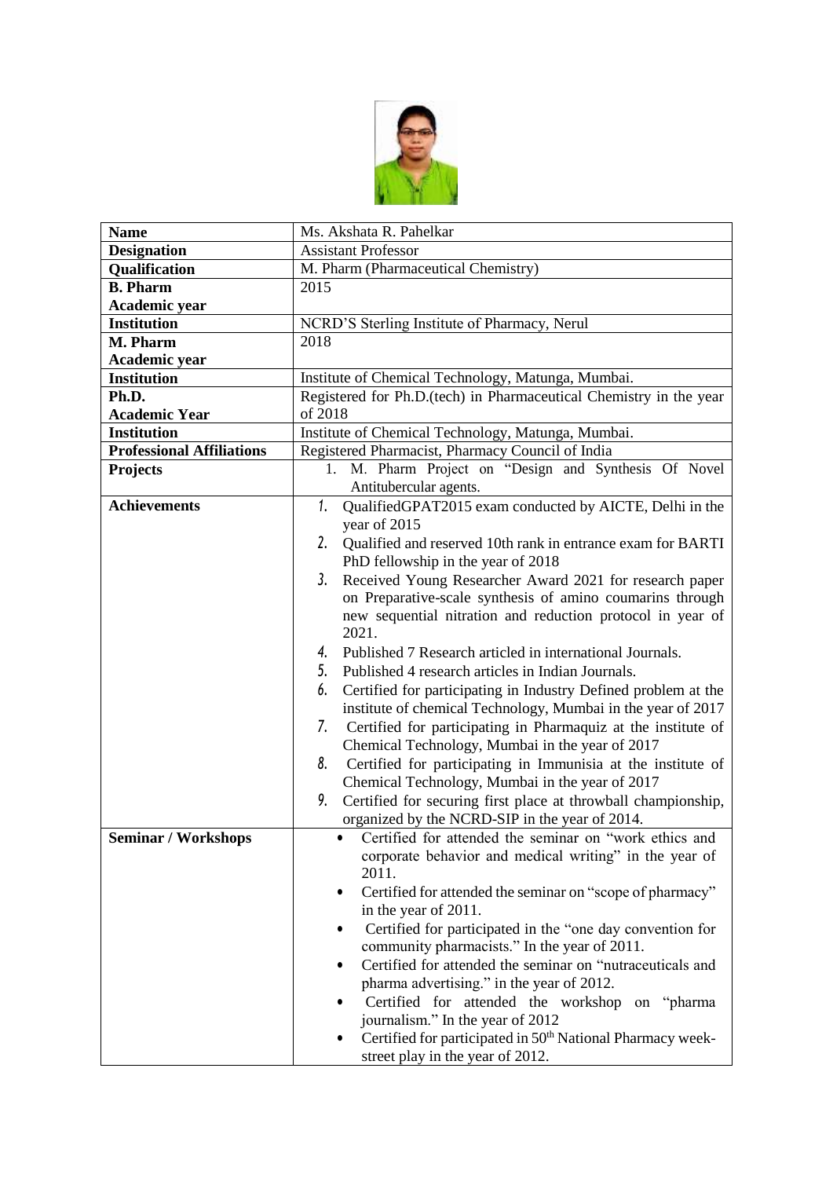| Name | Ms. Akshata R. Pahelkar |
|---|---|
| Designation | Assistant Professor |
| Qualification | M. Pharm (Pharmaceutical Chemistry) |
| B. Pharm Academic year | 2015 |
| Institution | NCRD'S Sterling Institute of Pharmacy, Nerul |
| M. Pharm Academic year | 2018 |
| Institution | Institute of Chemical Technology, Matunga, Mumbai. |
| Ph.D. Academic Year | Registered for Ph.D.(tech) in Pharmaceutical Chemistry in the year of 2018 |
| Institution | Institute of Chemical Technology, Matunga, Mumbai. |
| Professional Affiliations | Registered Pharmacist, Pharmacy Council of India |
| Projects | 1. M. Pharm Project on "Design and Synthesis Of Novel Antitubercular agents. |
| Achievements | 1. QualifiedGPAT2015 exam conducted by AICTE, Delhi in the year of 2015<br>2. Qualified and reserved 10th rank in entrance exam for BARTI PhD fellowship in the year of 2018<br>3. Received Young Researcher Award 2021 for research paper on Preparative-scale synthesis of amino coumarins through new sequential nitration and reduction protocol in year of 2021.<br>4. Published 7 Research articled in international Journals.<br>5. Published 4 research articles in Indian Journals.<br>6. Certified for participating in Industry Defined problem at the institute of chemical Technology, Mumbai in the year of 2017<br>7. Certified for participating in Pharmaquiz at the institute of Chemical Technology, Mumbai in the year of 2017<br>8. Certified for participating in Immunisia at the institute of Chemical Technology, Mumbai in the year of 2017<br>9. Certified for securing first place at throwball championship, organized by the NCRD-SIP in the year of 2014. |
| Seminar / Workshops | • Certified for attended the seminar on "work ethics and corporate behavior and medical writing" in the year of 2011.<br>• Certified for attended the seminar on "scope of pharmacy" in the year of 2011.<br>• Certified for participated in the "one day convention for community pharmacists." In the year of 2011.<br>• Certified for attended the seminar on "nutraceuticals and pharma advertising." in the year of 2012.<br>• Certified for attended the workshop on "pharma journalism." In the year of 2012<br>• Certified for participated in 50th National Pharmacy week-street play in the year of 2012. |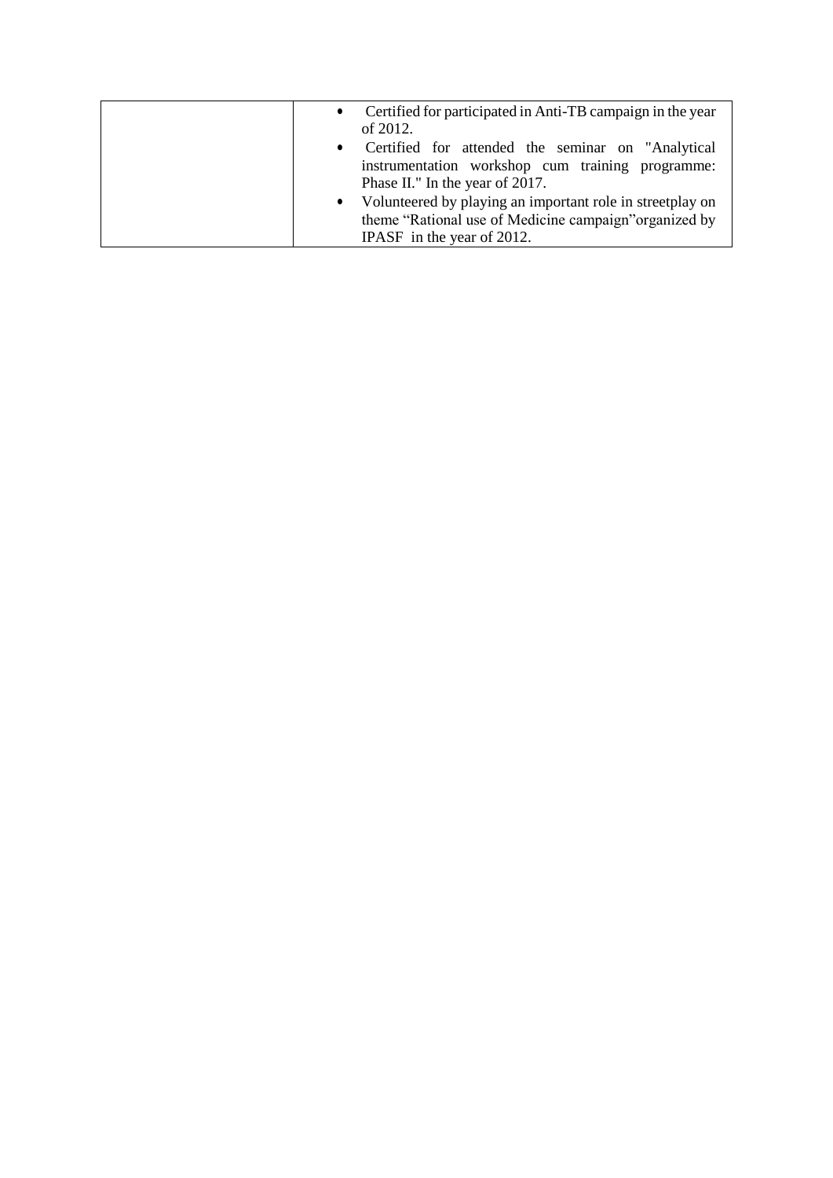| | |
|---|---|
| | • Certified for participated in Anti-TB campaign in the year of 2012.<br>• Certified for attended the seminar on "Analytical instrumentation workshop cum training programme: Phase II." In the year of 2017.<br>• Volunteered by playing an important role in streetplay on theme "Rational use of Medicine campaign"organized by IPASF in the year of 2012. |